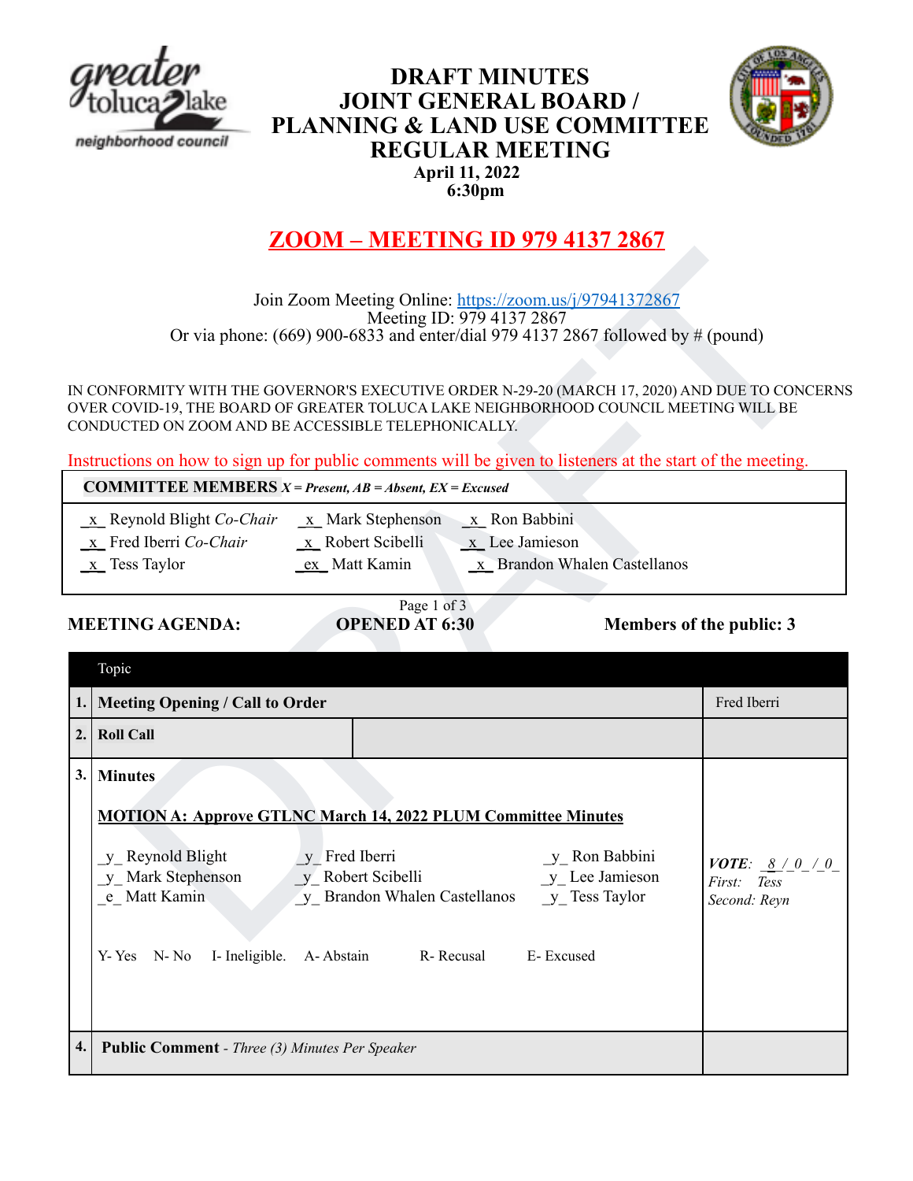# DRAFT MINUTES
# JOINT GENERAL BOARD / PLANNING & LAND USE COMMITTEE REGULAR MEETING

**April 11, 2022**
**6:30pm**

## ZOOM – MEETING ID 979 4137 2867

Join Zoom Meeting Online: https://zoom.us/j/97941372867
Meeting ID: 979 4137 2867
Or via phone: (669) 900-6833 and enter/dial 979 4137 2867 followed by # (pound)

IN CONFORMITY WITH THE GOVERNOR'S EXECUTIVE ORDER N-29-20 (MARCH 17, 2020) AND DUE TO CONCERNS OVER COVID-19, THE BOARD OF GREATER TOLUCA LAKE NEIGHBORHOOD COUNCIL MEETING WILL BE CONDUCTED ON ZOOM AND BE ACCESSIBLE TELEPHONICALLY.

Instructions on how to sign up for public comments will be given to listeners at the start of the meeting.

**COMMITTEE MEMBERS** ***X = Present, AB = Absent, EX = Excused***

| | | |
|---|---|---|
| _x_ Reynold Blight *Co-Chair* | _x_ Mark Stephenson | _x_ Ron Babbini |
| _x_ Fred Iberri *Co-Chair* | _x_ Robert Scibelli | _x_ Lee Jamieson |
| _x_ Tess Taylor | _ex_ Matt Kamin | _x_ Brandon Whalen Castellanos |

**MEETING AGENDA:** **OPENED AT 6:30** **Members of the public: 3**

| | Topic | |
|---|---|---|
| **1.** | **Meeting Opening / Call to Order** | Fred Iberri |
| **2.** | **Roll Call** | |
| **3.** | **Minutes**<br><br>**MOTION A: Approve GTLNC March 14, 2022 PLUM Committee Minutes**<br><br>_y_ Reynold Blight &nbsp; _y_ Fred Iberri &nbsp; _y_ Ron Babbini<br>_y_ Mark Stephenson &nbsp; _y_ Robert Scibelli &nbsp; _y_ Lee Jamieson<br>_e_ Matt Kamin &nbsp; _y_ Brandon Whalen Castellanos &nbsp; _y_ Tess Taylor<br><br>Y- Yes &nbsp; N- No &nbsp; I- Ineligible. &nbsp; A- Abstain &nbsp; R- Recusal &nbsp; E- Excused | ***VOTE**: _8_/_0_/_0_*<br>*First: Tess*<br>*Second: Reyn* |
| **4.** | **Public Comment** - *Three (3) Minutes Per Speaker* | |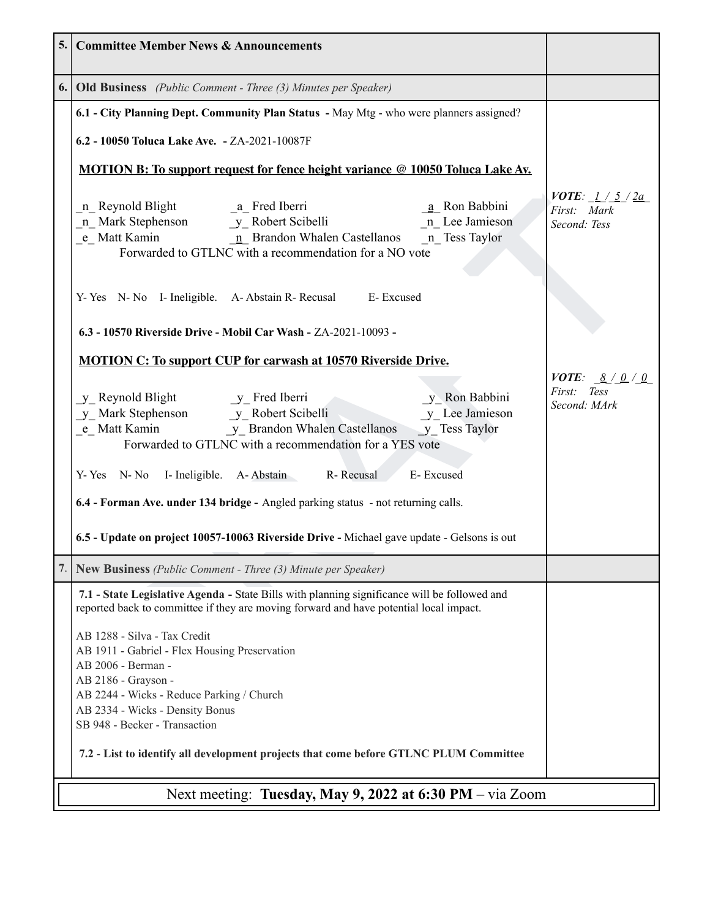| | | |
|---|---|---|
| **5.** | **Committee Member News & Announcements** | |
| **6.** | **Old Business** *(Public Comment - Three (3) Minutes per Speaker)* | |
| | **6.1 - City Planning Dept. Community Plan Status -** May Mtg - who were planners assigned?<br><br>**6.2 - 10050 Toluca Lake Ave. -** ZA-2021-10087F<br><br>**MOTION B: To support request for fence height variance @ 10050 Toluca Lake Av.**<br><br>_n_ Reynold Blight _a_ Fred Iberri _a_ Ron Babbini<br>_n_ Mark Stephenson _y_ Robert Scibelli _n_ Lee Jamieson<br>_e_ Matt Kamin _n_ Brandon Whalen Castellanos _n_ Tess Taylor<br>Forwarded to GTLNC with a recommendation for a NO vote<br><br>Y- Yes N- No I- Ineligible. A- Abstain R- Recusal E- Excused<br><br>**6.3 - 10570 Riverside Drive - Mobil Car Wash -** ZA-2021-10093 **-**<br><br>**MOTION C: To support CUP for carwash at 10570 Riverside Drive.**<br><br>_y_ Reynold Blight _y_ Fred Iberri _y_ Ron Babbini<br>_y_ Mark Stephenson _y_ Robert Scibelli _y_ Lee Jamieson<br>_e_ Matt Kamin _y_ Brandon Whalen Castellanos _y_ Tess Taylor<br>Forwarded to GTLNC with a recommendation for a YES vote<br><br>Y- Yes N- No I- Ineligible. A- Abstain R- Recusal E- Excused<br><br>**6.4 - Forman Ave. under 134 bridge -** Angled parking status - not returning calls.<br><br>**6.5 - Update on project 10057-10063 Riverside Drive -** Michael gave update - Gelsons is out | ***VOTE***: _1_ / _5_ / _2a_<br>*First: Mark*<br>*Second: Tess*<br><br>***VOTE***: _8_ / _0_ / _0_<br>*First: Tess*<br>*Second: MArk* |
| **7.** | **New Business** *(Public Comment - Three (3) Minute per Speaker)* | |
| | **7.1 - State Legislative Agenda -** State Bills with planning significance will be followed and reported back to committee if they are moving forward and have potential local impact.<br><br>AB 1288 - Silva - Tax Credit<br>AB 1911 - Gabriel - Flex Housing Preservation<br>AB 2006 - Berman -<br>AB 2186 - Grayson -<br>AB 2244 - Wicks - Reduce Parking / Church<br>AB 2334 - Wicks - Density Bonus<br>SB 948 - Becker - Transaction<br><br>**7.2** - **List to identify all development projects that come before GTLNC PLUM Committee** | |

Next meeting: **Tuesday, May 9, 2022 at 6:30 PM** – via Zoom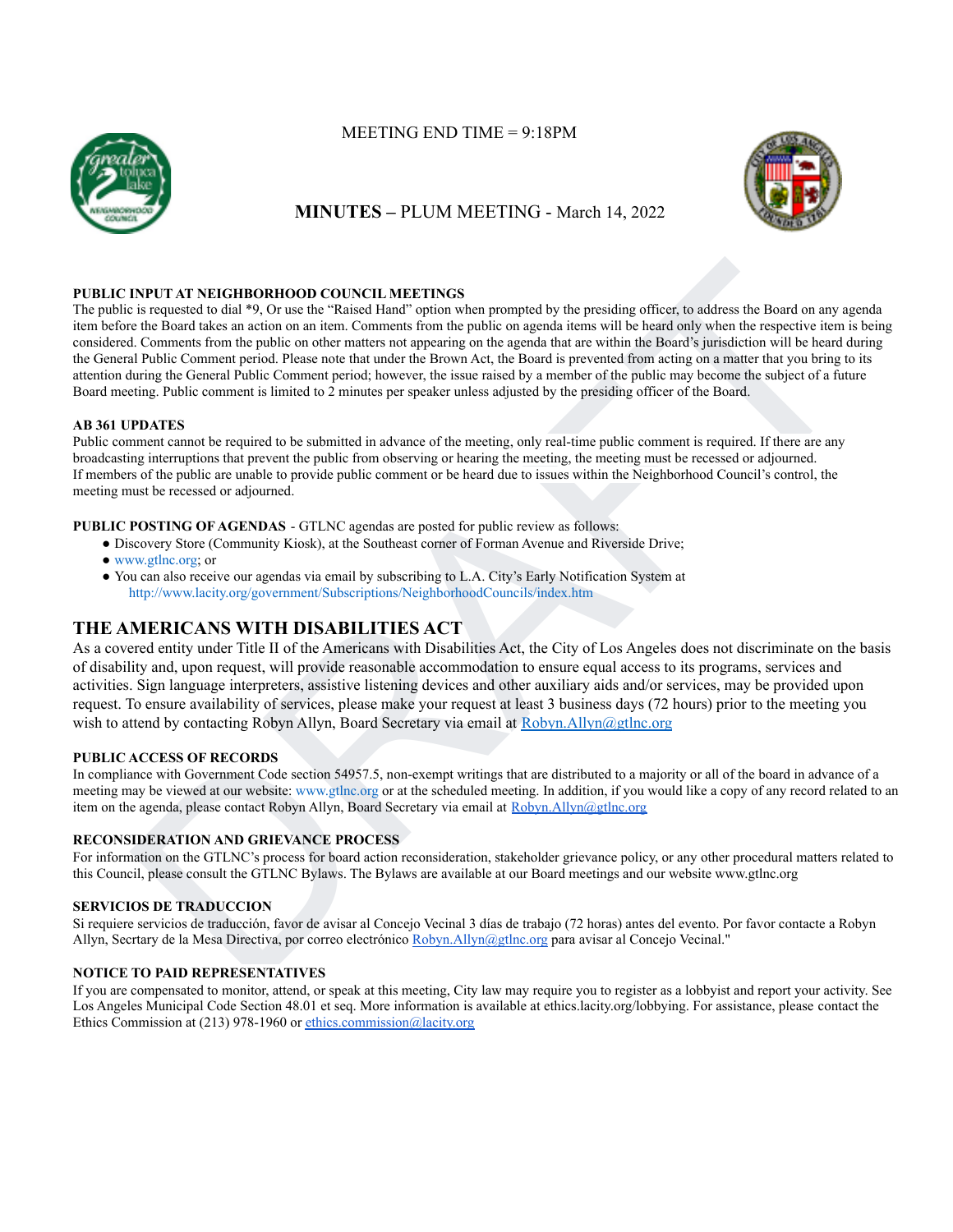MEETING END TIME = 9:18PM

**MINUTES** – PLUM MEETING - March 14, 2022

**PUBLIC INPUT AT NEIGHBORHOOD COUNCIL MEETINGS**

The public is requested to dial *9, Or use the "Raised Hand" option when prompted by the presiding officer, to address the Board on any agenda item before the Board takes an action on an item. Comments from the public on agenda items will be heard only when the respective item is being considered. Comments from the public on other matters not appearing on the agenda that are within the Board's jurisdiction will be heard during the General Public Comment period. Please note that under the Brown Act, the Board is prevented from acting on a matter that you bring to its attention during the General Public Comment period; however, the issue raised by a member of the public may become the subject of a future Board meeting. Public comment is limited to 2 minutes per speaker unless adjusted by the presiding officer of the Board.

**AB 361 UPDATES**

Public comment cannot be required to be submitted in advance of the meeting, only real-time public comment is required. If there are any broadcasting interruptions that prevent the public from observing or hearing the meeting, the meeting must be recessed or adjourned. If members of the public are unable to provide public comment or be heard due to issues within the Neighborhood Council's control, the meeting must be recessed or adjourned.

**PUBLIC POSTING OF AGENDAS** - GTLNC agendas are posted for public review as follows:

- Discovery Store (Community Kiosk), at the Southeast corner of Forman Avenue and Riverside Drive;
- www.gtlnc.org; or
- You can also receive our agendas via email by subscribing to L.A. City's Early Notification System at http://www.lacity.org/government/Subscriptions/NeighborhoodCouncils/index.htm

## THE AMERICANS WITH DISABILITIES ACT

As a covered entity under Title II of the Americans with Disabilities Act, the City of Los Angeles does not discriminate on the basis of disability and, upon request, will provide reasonable accommodation to ensure equal access to its programs, services and activities. Sign language interpreters, assistive listening devices and other auxiliary aids and/or services, may be provided upon request. To ensure availability of services, please make your request at least 3 business days (72 hours) prior to the meeting you wish to attend by contacting Robyn Allyn, Board Secretary via email at Robyn.Allyn@gtlnc.org

**PUBLIC ACCESS OF RECORDS**

In compliance with Government Code section 54957.5, non-exempt writings that are distributed to a majority or all of the board in advance of a meeting may be viewed at our website: www.gtlnc.org or at the scheduled meeting. In addition, if you would like a copy of any record related to an item on the agenda, please contact Robyn Allyn, Board Secretary via email at Robyn.Allyn@gtlnc.org

**RECONSIDERATION AND GRIEVANCE PROCESS**

For information on the GTLNC's process for board action reconsideration, stakeholder grievance policy, or any other procedural matters related to this Council, please consult the GTLNC Bylaws. The Bylaws are available at our Board meetings and our website www.gtlnc.org

**SERVICIOS DE TRADUCCION**

Si requiere servicios de traducción, favor de avisar al Concejo Vecinal 3 días de trabajo (72 horas) antes del evento. Por favor contacte a Robyn Allyn, Secrtary de la Mesa Directiva, por correo electrónico Robyn.Allyn@gtlnc.org para avisar al Concejo Vecinal."

**NOTICE TO PAID REPRESENTATIVES**

If you are compensated to monitor, attend, or speak at this meeting, City law may require you to register as a lobbyist and report your activity. See Los Angeles Municipal Code Section 48.01 et seq. More information is available at ethics.lacity.org/lobbying. For assistance, please contact the Ethics Commission at (213) 978-1960 or ethics.commission@lacity.org